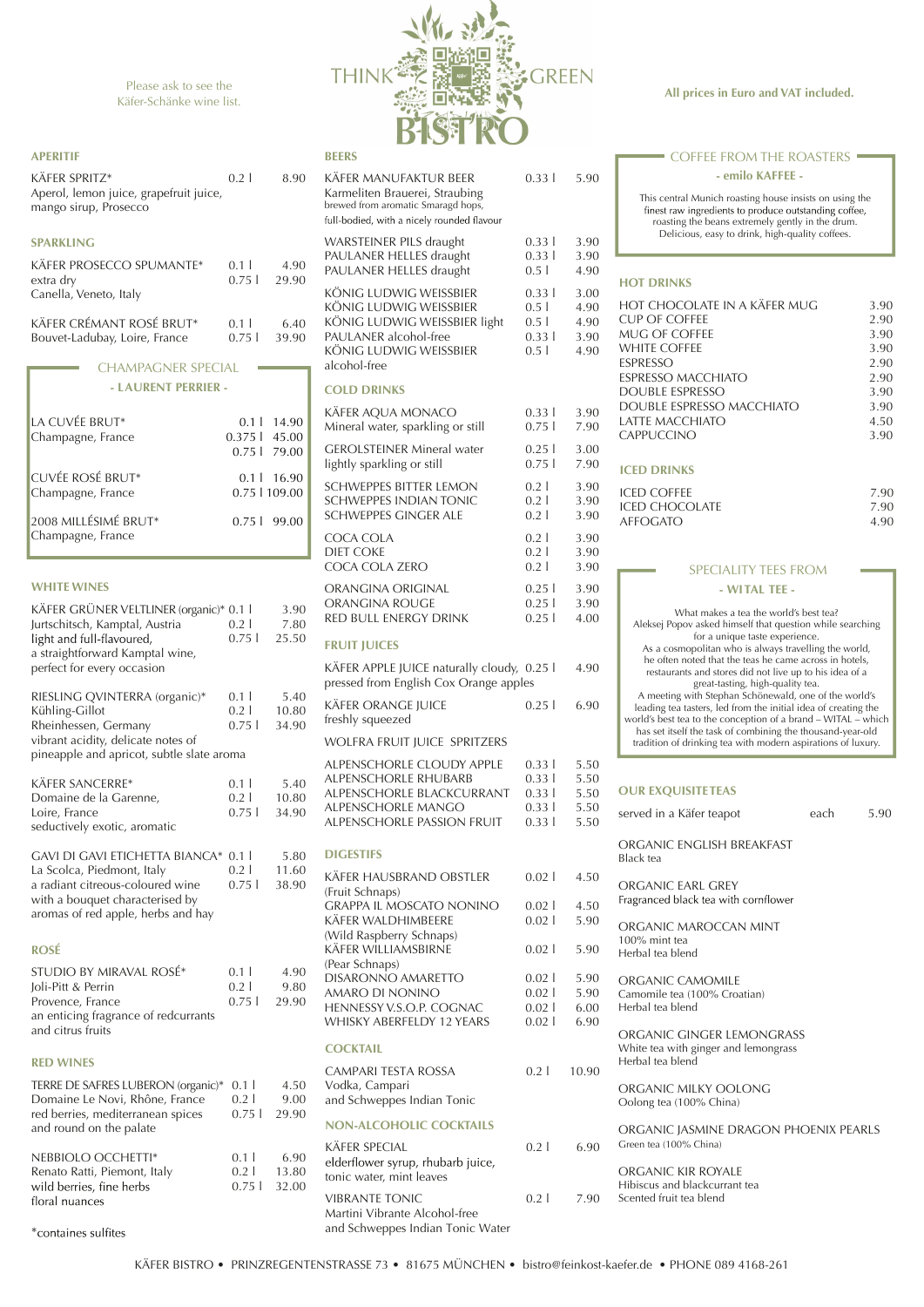Please ask to see the Käfer-Schänke wine list.

THINK GREEN BISTRO

All prices in Euro and VAT included.

## APERITIF

| | | |
|---|---|---|
| KÄFER SPRITZ* Aperol, lemon juice, grapefruit juice, mango sirup, Prosecco | 0.2 l | 8.90 |

## SPARKLING

| | | |
|---|---|---|
| KÄFER PROSECCO SPUMANTE* extra dry Canella, Veneto, Italy | 0.1 l | 4.90 |
| | 0.75 l | 29.90 |
| KÄFER CRÉMANT ROSÉ BRUT* Bouvet-Ladubay, Loire, France | 0.1 l | 6.40 |
| | 0.75 l | 39.90 |

## CHAMPAGNER SPECIAL

**- LAURENT PERRIER -**

| | | |
|---|---|---|
| LA CUVÉE BRUT* Champagne, France | 0.1 l | 14.90 |
| | 0.375 l | 45.00 |
| | 0.75 l | 79.00 |
| CUVÉE ROSÉ BRUT* Champagne, France | 0.1 l | 16.90 |
| | 0.75 l | 109.00 |
| 2008 MILLÉSIMÉ BRUT* Champagne, France | 0.75 l | 99.00 |

## WHITE WINES

| | | |
|---|---|---|
| KÄFER GRÜNER VELTLINER (organic)* Jurtschitsch, Kamptal, Austria light and full-flavoured, a straightforward Kamptal wine, perfect for every occasion | 0.1 l | 3.90 |
| | 0.2 l | 7.80 |
| | 0.75 l | 25.50 |
| RIESLING QVINTERRA (organic)* Kühling-Gillot Rheinhessen, Germany vibrant acidity, delicate notes of pineapple and apricot, subtle slate aroma | 0.1 l | 5.40 |
| | 0.2 l | 10.80 |
| | 0.75 l | 34.90 |
| KÄFER SANCERRE* Domaine de la Garenne, Loire, France seductively exotic, aromatic | 0.1 l | 5.40 |
| | 0.2 l | 10.80 |
| | 0.75 l | 34.90 |
| GAVI DI GAVI ETICHETTA BIANCA* La Scolca, Piedmont, Italy a radiant citreous-coloured wine with a bouquet characterised by aromas of red apple, herbs and hay | 0.1 l | 5.80 |
| | 0.2 l | 11.60 |
| | 0.75 l | 38.90 |

## ROSÉ

| | | |
|---|---|---|
| STUDIO BY MIRAVAL ROSÉ* Joli-Pitt & Perrin Provence, France an enticing fragrance of redcurrants and citrus fruits | 0.1 l | 4.90 |
| | 0.2 l | 9.80 |
| | 0.75 l | 29.90 |

## RED WINES

| | | |
|---|---|---|
| TERRE DE SAFRES LUBERON (organic)* Domaine Le Novi, Rhône, France red berries, mediterranean spices and round on the palate | 0.1 l | 4.50 |
| | 0.2 l | 9.00 |
| | 0.75 l | 29.90 |
| NEBBIOLO OCCHETTI* Renato Ratti, Piemont, Italy wild berries, fine herbs floral nuances | 0.1 l | 6.90 |
| | 0.2 l | 13.80 |
| | 0.75 l | 32.00 |

*containes sulfites

## BEERS

| | | |
|---|---|---|
| KÄFER MANUFAKTUR BEER Karmeliten Brauerei, Straubing brewed from aromatic Smaragd hops, full-bodied, with a nicely rounded flavour | 0.33 l | 5.90 |
| WARSTEINER PILS draught | 0.33 l | 3.90 |
| PAULANER HELLES draught | 0.33 l | 3.90 |
| PAULANER HELLES draught | 0.5 l | 4.90 |
| KÖNIG LUDWIG WEISSBIER | 0.33 l | 3.00 |
| KÖNIG LUDWIG WEISSBIER | 0.5 l | 4.90 |
| KÖNIG LUDWIG WEISSBIER light | 0.5 l | 4.90 |
| PAULANER alcohol-free | 0.33 l | 3.90 |
| KÖNIG LUDWIG WEISSBIER alcohol-free | 0.5 l | 4.90 |

## COLD DRINKS

| | | |
|---|---|---|
| KÄFER AQUA MONACO Mineral water, sparkling or still | 0.33 l | 3.90 |
| | 0.75 l | 7.90 |
| GEROLSTEINER Mineral water lightly sparkling or still | 0.25 l | 3.00 |
| | 0.75 l | 7.90 |
| SCHWEPPES BITTER LEMON | 0.2 l | 3.90 |
| SCHWEPPES INDIAN TONIC | 0.2 l | 3.90 |
| SCHWEPPES GINGER ALE | 0.2 l | 3.90 |
| COCA COLA | 0.2 l | 3.90 |
| DIET COKE | 0.2 l | 3.90 |
| COCA COLA ZERO | 0.2 l | 3.90 |
| ORANGINA ORIGINAL | 0.25 l | 3.90 |
| ORANGINA ROUGE | 0.25 l | 3.90 |
| RED BULL ENERGY DRINK | 0.25 l | 4.00 |

## FRUIT JUICES

| | | |
|---|---|---|
| KÄFER APPLE JUICE naturally cloudy, pressed from English Cox Orange apples | 0.25 l | 4.90 |
| KÄFER ORANGE JUICE freshly squeezed | 0.25 l | 6.90 |

WOLFRA FRUIT JUICE SPRITZERS

| | | |
|---|---|---|
| ALPENSCHORLE CLOUDY APPLE | 0.33 l | 5.50 |
| ALPENSCHORLE RHUBARB | 0.33 l | 5.50 |
| ALPENSCHORLE BLACKCURRANT | 0.33 l | 5.50 |
| ALPENSCHORLE MANGO | 0.33 l | 5.50 |
| ALPENSCHORLE PASSION FRUIT | 0.33 l | 5.50 |

## DIGESTIFS

| | | |
|---|---|---|
| KÄFER HAUSBRAND OBSTLER (Fruit Schnaps) | 0.02 l | 4.50 |
| GRAPPA IL MOSCATO NONINO | 0.02 l | 4.50 |
| KÄFER WALDHIMBEERE (Wild Raspberry Schnaps) | 0.02 l | 5.90 |
| KÄFER WILLIAMSBIRNE (Pear Schnaps) | 0.02 l | 5.90 |
| DISARONNO AMARETTO | 0.02 l | 5.90 |
| AMARO DI NONINO | 0.02 l | 5.90 |
| HENNESSY V.S.O.P. COGNAC | 0.02 l | 6.00 |
| WHISKY ABERFELDY 12 YEARS | 0.02 l | 6.90 |

## COCKTAIL

| | | |
|---|---|---|
| CAMPARI TESTA ROSSA Vodka, Campari and Schweppes Indian Tonic | 0.2 l | 10.90 |

## NON-ALCOHOLIC COCKTAILS

| | | |
|---|---|---|
| KÄFER SPECIAL elderflower syrup, rhubarb juice, tonic water, mint leaves | 0.2 l | 6.90 |
| VIBRANTE TONIC Martini Vibrante Alcohol-free and Schweppes Indian Tonic Water | 0.2 l | 7.90 |

## COFFEE FROM THE ROASTERS

**- emilo KAFFEE -**

This central Munich roasting house insists on using the finest raw ingredients to produce outstanding coffee, roasting the beans extremely gently in the drum. Delicious, easy to drink, high-quality coffees.

## HOT DRINKS

| | |
|---|---|
| HOT CHOCOLATE IN A KÄFER MUG | 3.90 |
| CUP OF COFFEE | 2.90 |
| MUG OF COFFEE | 3.90 |
| WHITE COFFEE | 3.90 |
| ESPRESSO | 2.90 |
| ESPRESSO MACCHIATO | 2.90 |
| DOUBLE ESPRESSO | 3.90 |
| DOUBLE ESPRESSO MACCHIATO | 3.90 |
| LATTE MACCHIATO | 4.50 |
| CAPPUCCINO | 3.90 |

## ICED DRINKS

| | |
|---|---|
| ICED COFFEE | 7.90 |
| ICED CHOCOLATE | 7.90 |
| AFFOGATO | 4.90 |

## SPECIALITY TEES FROM

**- WITAL TEE -**

What makes a tea the world's best tea? Aleksej Popov asked himself that question while searching for a unique taste experience. As a cosmopolitan who is always travelling the world, he often noted that the teas he came across in hotels, restaurants and stores did not live up to his idea of a great-tasting, high-quality tea. A meeting with Stephan Schönewald, one of the world's leading tea tasters, led from the initial idea of creating the world's best tea to the conception of a brand – WITAL – which has set itself the task of combining the thousand-year-old tradition of drinking tea with modern aspirations of luxury.

## OUR EXQUISITE TEAS

served in a Käfer teapot — each 5.90

ORGANIC ENGLISH BREAKFAST
Black tea

ORGANIC EARL GREY
Fragranced black tea with cornflower

ORGANIC MAROCCAN MINT
100% mint tea
Herbal tea blend

ORGANIC CAMOMILE
Camomile tea (100% Croatian)
Herbal tea blend

ORGANIC GINGER LEMONGRASS
White tea with ginger and lemongrass
Herbal tea blend

ORGANIC MILKY OOLONG
Oolong tea (100% China)

ORGANIC JASMINE DRAGON PHOENIX PEARLS
Green tea (100% China)

ORGANIC KIR ROYALE
Hibiscus and blackcurrant tea
Scented fruit tea blend

KÄFER BISTRO • PRINZREGENTENSTRASSE 73 • 81675 MÜNCHEN • bistro@feinkost-kaefer.de • PHONE 089 4168-261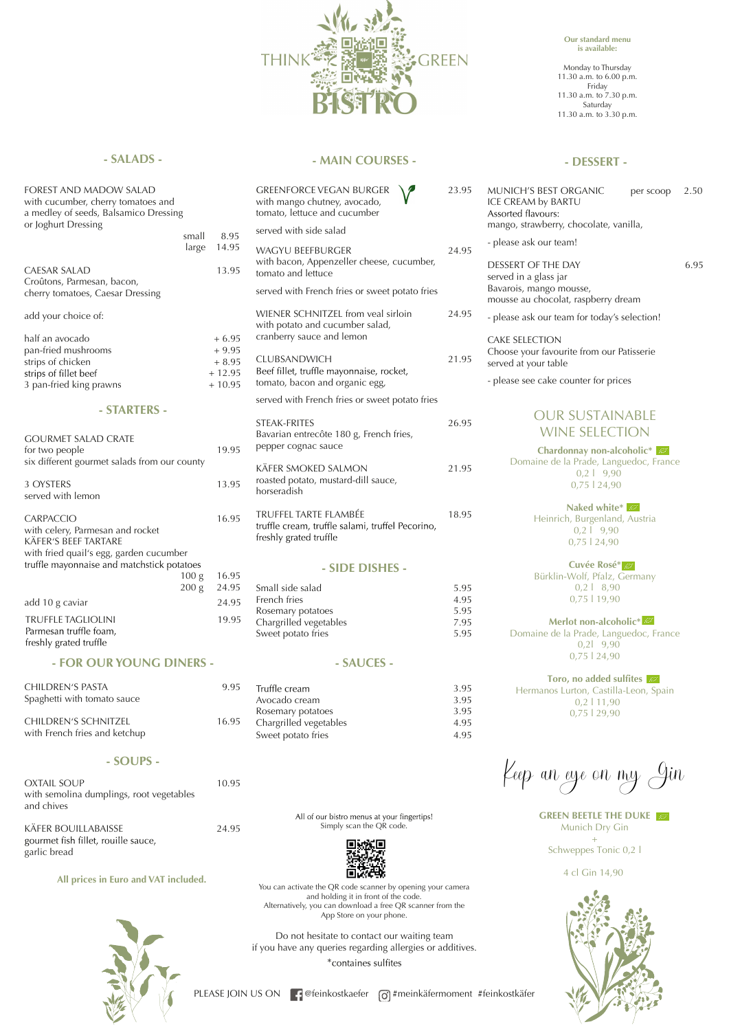# THINK GREEN BISTRO

**Our standard menu is available:**

Monday to Thursday
11.30 a.m. to 6.00 p.m.
Friday
11.30 a.m. to 7.30 p.m.
Saturday
11.30 a.m. to 3.30 p.m.

## - SALADS -

FOREST AND MADOW SALAD
with cucumber, cherry tomatoes and a medley of seeds, Balsamico Dressing or Joghurt Dressing

| | |
|---|---|
| small | 8.95 |
| large | 14.95 |

CAESAR SALAD — 13.95
Croûtons, Parmesan, bacon, cherry tomatoes, Caesar Dressing

add your choice of:

| | |
|---|---|
| half an avocado | + 6.95 |
| pan-fried mushrooms | + 9.95 |
| strips of chicken | + 8.95 |
| strips of fillet beef | + 12.95 |
| 3 pan-fried king prawns | + 10.95 |

## - STARTERS -

GOURMET SALAD CRATE — 19.95
for two people
six different gourmet salads from our county

3 OYSTERS — 13.95
served with lemon

CARPACCIO — 16.95
with celery, Parmesan and rocket

KÄFER'S BEEF TARTARE
with fried quail's egg, garden cucumber truffle mayonnaise and matchstick potatoes

| | |
|---|---|
| 100 g | 16.95 |
| 200 g | 24.95 |

add 10 g caviar — 24.95

TRUFFLE TAGLIOLINI — 19.95
Parmesan truffle foam, freshly grated truffle

## - FOR OUR YOUNG DINERS -

CHILDREN'S PASTA — 9.95
Spaghetti with tomato sauce

CHILDREN'S SCHNITZEL — 16.95
with French fries and ketchup

## - SOUPS -

OXTAIL SOUP — 10.95
with semolina dumplings, root vegetables and chives

KÄFER BOUILLABAISSE — 24.95
gourmet fish fillet, rouille sauce, garlic bread

**All prices in Euro and VAT included.**

## - MAIN COURSES -

GREENFORCE VEGAN BURGER — 23.95
with mango chutney, avocado, tomato, lettuce and cucumber

served with side salad

WAGYU BEEFBURGER — 24.95
with bacon, Appenzeller cheese, cucumber, tomato and lettuce

served with French fries or sweet potato fries

WIENER SCHNITZEL from veal sirloin — 24.95
with potato and cucumber salad, cranberry sauce and lemon

CLUBSANDWICH — 21.95
Beef fillet, truffle mayonnaise, rocket, tomato, bacon and organic egg,

served with French fries or sweet potato fries

STEAK-FRITES — 26.95
Bavarian entrecôte 180 g, French fries, pepper cognac sauce

KÄFER SMOKED SALMON — 21.95
roasted potato, mustard-dill sauce, horseradish

TRUFFEL TARTE FLAMBÉE — 18.95
truffle cream, truffle salami, truffel Pecorino, freshly grated truffle

## - SIDE DISHES -

| | |
|---|---|
| Small side salad | 5.95 |
| French fries | 4.95 |
| Rosemary potatoes | 5.95 |
| Chargrilled vegetables | 7.95 |
| Sweet potato fries | 5.95 |

## - SAUCES -

| | |
|---|---|
| Truffle cream | 3.95 |
| Avocado cream | 3.95 |
| Rosemary potatoes | 3.95 |
| Chargrilled vegetables | 4.95 |
| Sweet potato fries | 4.95 |

All of our bistro menus at your fingertips!
Simply scan the QR code.

You can activate the QR code scanner by opening your camera and holding it in front of the code.
Alternatively, you can download a free QR scanner from the App Store on your phone.

Do not hesitate to contact our waiting team
if you have any queries regarding allergies or additives.

*containes sulfites

## - DESSERT -

MUNICH'S BEST ORGANIC ICE CREAM by BARTU — per scoop 2.50
Assorted flavours:
mango, strawberry, chocolate, vanilla,

- please ask our team!

DESSERT OF THE DAY — 6.95
served in a glass jar
Bavarois, mango mousse, mousse au chocolat, raspberry dream

- please ask our team for today's selection!

CAKE SELECTION
Choose your favourite from our Patisserie served at your table

- please see cake counter for prices

## OUR SUSTAINABLE WINE SELECTION

**Chardonnay non-alcoholic***
Domaine de la Prade, Languedoc, France
0,2 l 9,90
0,75 l 24,90

**Naked white***
Heinrich, Burgenland, Austria
0,2 l 9,90
0,75 l 24,90

**Cuvée Rosé***
Bürklin-Wolf, Pfalz, Germany
0,2 l 8,90
0,75 l 19,90

**Merlot non-alcoholic***
Domaine de la Prade, Languedoc, France
0,2l 9,90
0,75 l 24,90

**Toro, no added sulfites**
Hermanos Lurton, Castilla-Leon, Spain
0,2 l 11,90
0,75 l 29,90

*Keep an eye on my Gin*

**GREEN BEETLE THE DUKE**
Munich Dry Gin
+
Schweppes Tonic 0,2 l

4 cl Gin 14,90

PLEASE JOIN US ON @feinkostkaefer #meinkäfermoment #feinkostkäfer